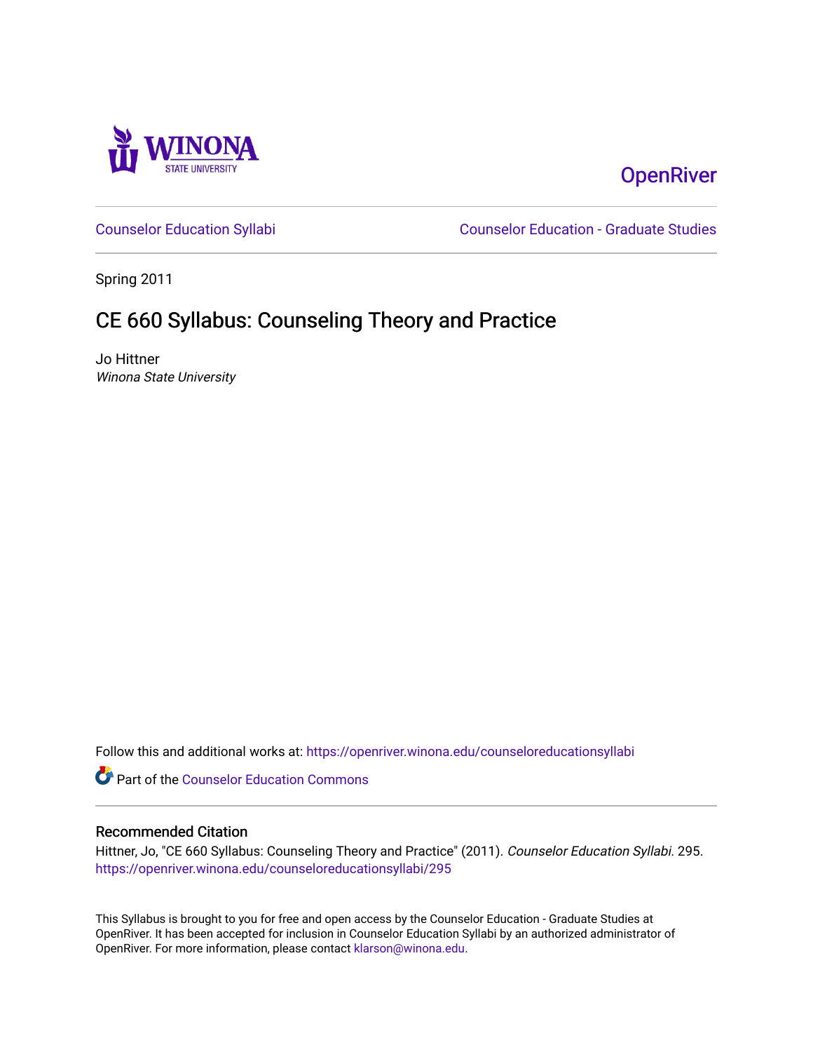WINONA STATE UNIVERSITY

OpenRiver

Counselor Education Syllabi | Counselor Education - Graduate Studies

Spring 2011

# CE 660 Syllabus: Counseling Theory and Practice

Jo Hittner
*Winona State University*

Follow this and additional works at: https://openriver.winona.edu/counseloreducationsyllabi

Part of the Counselor Education Commons

## Recommended Citation

Hittner, Jo, "CE 660 Syllabus: Counseling Theory and Practice" (2011). *Counselor Education Syllabi*. 295.
https://openriver.winona.edu/counseloreducationsyllabi/295

This Syllabus is brought to you for free and open access by the Counselor Education - Graduate Studies at OpenRiver. It has been accepted for inclusion in Counselor Education Syllabi by an authorized administrator of OpenRiver. For more information, please contact klarson@winona.edu.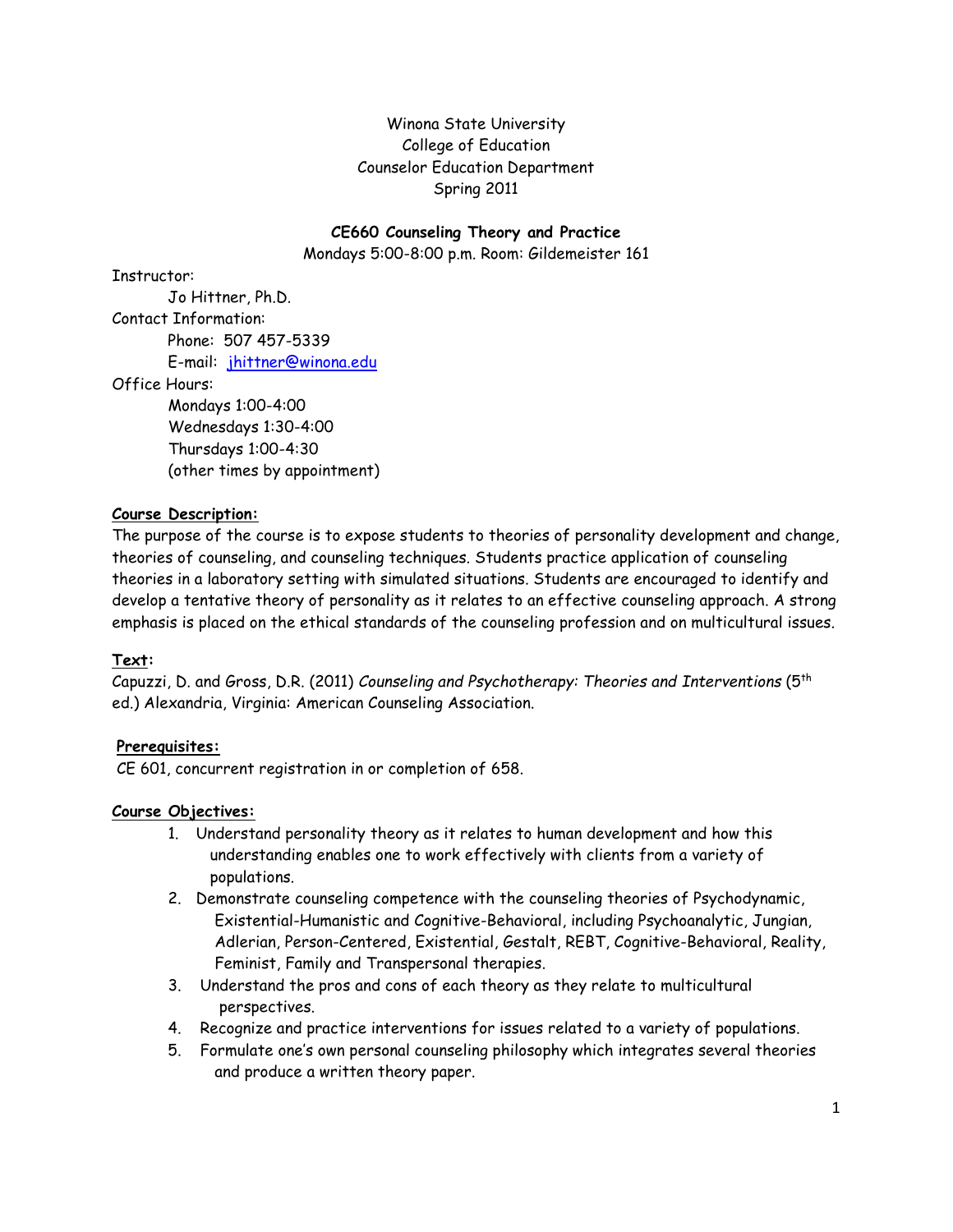Winona State University
College of Education
Counselor Education Department
Spring 2011

**CE660 Counseling Theory and Practice**
Mondays 5:00-8:00 p.m. Room: Gildemeister 161

Instructor:
  Jo Hittner, Ph.D.
Contact Information:
  Phone: 507 457-5339
  E-mail: jhittner@winona.edu
Office Hours:
  Mondays 1:00-4:00
  Wednesdays 1:30-4:00
  Thursdays 1:00-4:30
  (other times by appointment)

**Course Description:**

The purpose of the course is to expose students to theories of personality development and change, theories of counseling, and counseling techniques. Students practice application of counseling theories in a laboratory setting with simulated situations. Students are encouraged to identify and develop a tentative theory of personality as it relates to an effective counseling approach. A strong emphasis is placed on the ethical standards of the counseling profession and on multicultural issues.

**Text:**

Capuzzi, D. and Gross, D.R. (2011) *Counseling and Psychotherapy: Theories and Interventions* (5th ed.) Alexandria, Virginia: American Counseling Association.

**Prerequisites:**

CE 601, concurrent registration in or completion of 658.

**Course Objectives:**

1. Understand personality theory as it relates to human development and how this understanding enables one to work effectively with clients from a variety of populations.
2. Demonstrate counseling competence with the counseling theories of Psychodynamic, Existential-Humanistic and Cognitive-Behavioral, including Psychoanalytic, Jungian, Adlerian, Person-Centered, Existential, Gestalt, REBT, Cognitive-Behavioral, Reality, Feminist, Family and Transpersonal therapies.
3. Understand the pros and cons of each theory as they relate to multicultural perspectives.
4. Recognize and practice interventions for issues related to a variety of populations.
5. Formulate one's own personal counseling philosophy which integrates several theories and produce a written theory paper.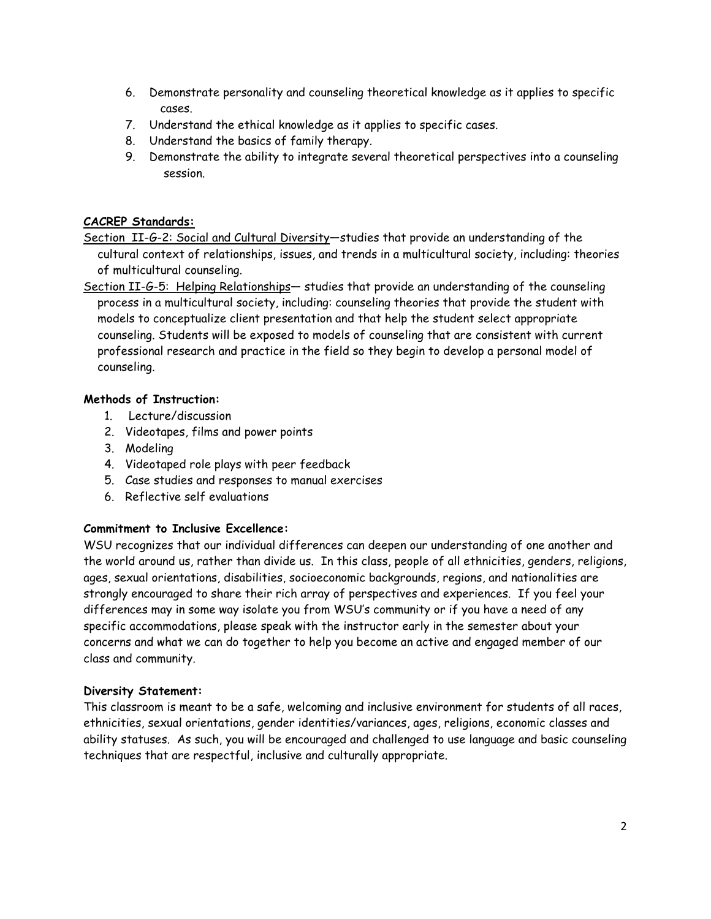6. Demonstrate personality and counseling theoretical knowledge as it applies to specific cases.
7. Understand the ethical knowledge as it applies to specific cases.
8. Understand the basics of family therapy.
9. Demonstrate the ability to integrate several theoretical perspectives into a counseling session.

**CACREP Standards:**

Section II-G-2: Social and Cultural Diversity—studies that provide an understanding of the cultural context of relationships, issues, and trends in a multicultural society, including: theories of multicultural counseling.

Section II-G-5: Helping Relationships— studies that provide an understanding of the counseling process in a multicultural society, including: counseling theories that provide the student with models to conceptualize client presentation and that help the student select appropriate counseling. Students will be exposed to models of counseling that are consistent with current professional research and practice in the field so they begin to develop a personal model of counseling.

**Methods of Instruction:**

1. Lecture/discussion
2. Videotapes, films and power points
3. Modeling
4. Videotaped role plays with peer feedback
5. Case studies and responses to manual exercises
6. Reflective self evaluations

**Commitment to Inclusive Excellence:**

WSU recognizes that our individual differences can deepen our understanding of one another and the world around us, rather than divide us. In this class, people of all ethnicities, genders, religions, ages, sexual orientations, disabilities, socioeconomic backgrounds, regions, and nationalities are strongly encouraged to share their rich array of perspectives and experiences. If you feel your differences may in some way isolate you from WSU's community or if you have a need of any specific accommodations, please speak with the instructor early in the semester about your concerns and what we can do together to help you become an active and engaged member of our class and community.

**Diversity Statement:**

This classroom is meant to be a safe, welcoming and inclusive environment for students of all races, ethnicities, sexual orientations, gender identities/variances, ages, religions, economic classes and ability statuses. As such, you will be encouraged and challenged to use language and basic counseling techniques that are respectful, inclusive and culturally appropriate.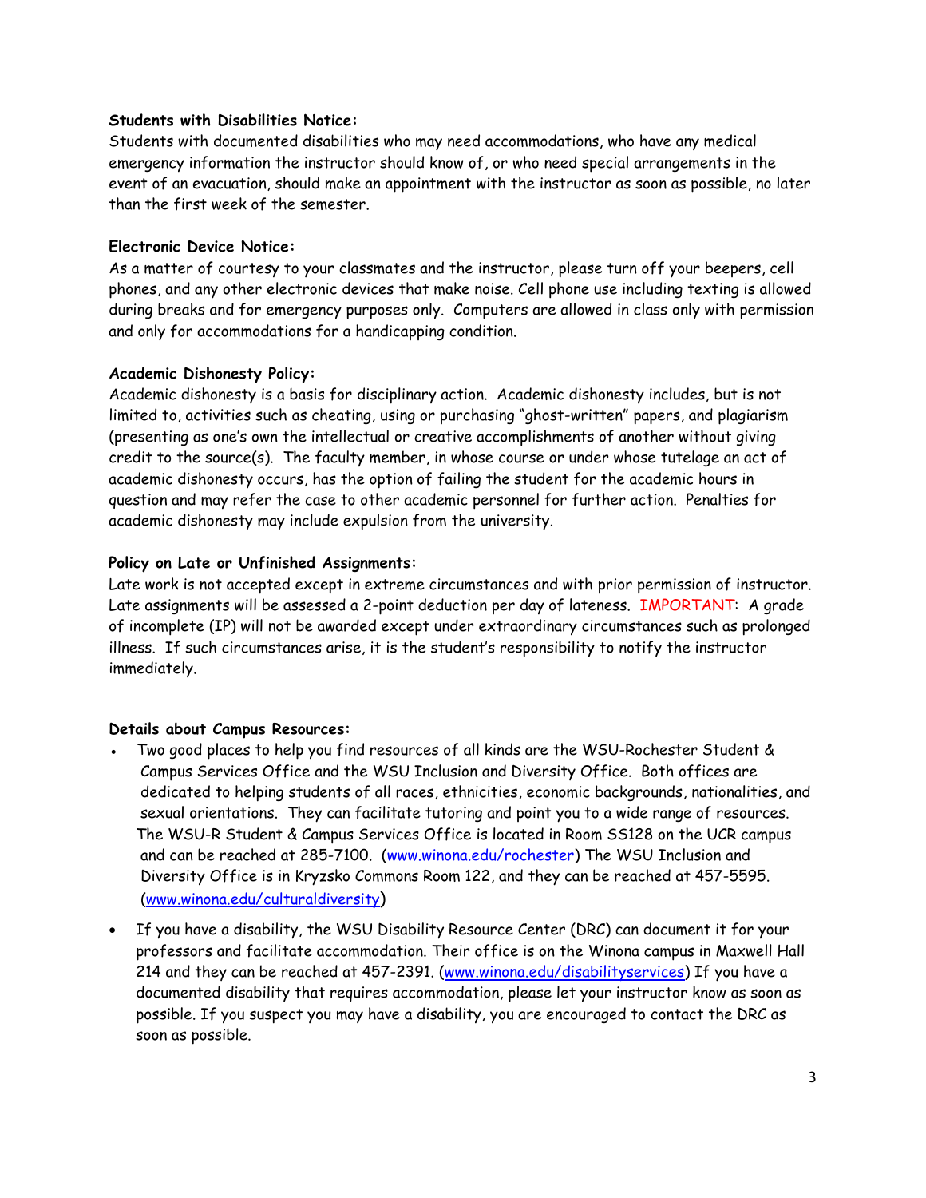**Students with Disabilities Notice:**
Students with documented disabilities who may need accommodations, who have any medical emergency information the instructor should know of, or who need special arrangements in the event of an evacuation, should make an appointment with the instructor as soon as possible, no later than the first week of the semester.

**Electronic Device Notice:**
As a matter of courtesy to your classmates and the instructor, please turn off your beepers, cell phones, and any other electronic devices that make noise. Cell phone use including texting is allowed during breaks and for emergency purposes only. Computers are allowed in class only with permission and only for accommodations for a handicapping condition.

**Academic Dishonesty Policy:**
Academic dishonesty is a basis for disciplinary action. Academic dishonesty includes, but is not limited to, activities such as cheating, using or purchasing "ghost-written" papers, and plagiarism (presenting as one's own the intellectual or creative accomplishments of another without giving credit to the source(s). The faculty member, in whose course or under whose tutelage an act of academic dishonesty occurs, has the option of failing the student for the academic hours in question and may refer the case to other academic personnel for further action. Penalties for academic dishonesty may include expulsion from the university.

**Policy on Late or Unfinished Assignments:**
Late work is not accepted except in extreme circumstances and with prior permission of instructor. Late assignments will be assessed a 2-point deduction per day of lateness. IMPORTANT: A grade of incomplete (IP) will not be awarded except under extraordinary circumstances such as prolonged illness. If such circumstances arise, it is the student's responsibility to notify the instructor immediately.

**Details about Campus Resources:**

- Two good places to help you find resources of all kinds are the WSU-Rochester Student & Campus Services Office and the WSU Inclusion and Diversity Office. Both offices are dedicated to helping students of all races, ethnicities, economic backgrounds, nationalities, and sexual orientations. They can facilitate tutoring and point you to a wide range of resources. The WSU-R Student & Campus Services Office is located in Room SS128 on the UCR campus and can be reached at 285-7100. (www.winona.edu/rochester) The WSU Inclusion and Diversity Office is in Kryzsko Commons Room 122, and they can be reached at 457-5595. (www.winona.edu/culturaldiversity)
- If you have a disability, the WSU Disability Resource Center (DRC) can document it for your professors and facilitate accommodation. Their office is on the Winona campus in Maxwell Hall 214 and they can be reached at 457-2391. (www.winona.edu/disabilityservices) If you have a documented disability that requires accommodation, please let your instructor know as soon as possible. If you suspect you may have a disability, you are encouraged to contact the DRC as soon as possible.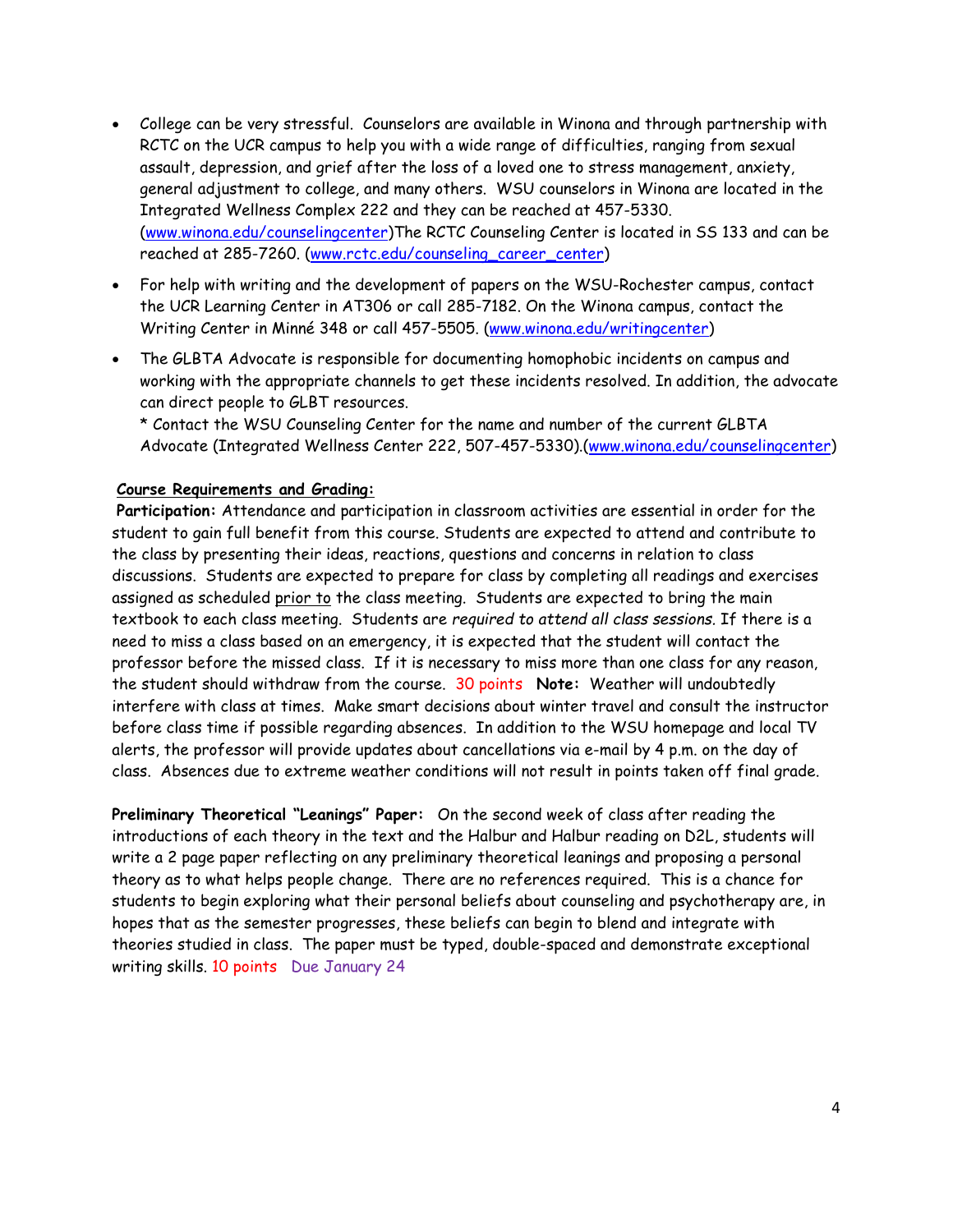- College can be very stressful. Counselors are available in Winona and through partnership with RCTC on the UCR campus to help you with a wide range of difficulties, ranging from sexual assault, depression, and grief after the loss of a loved one to stress management, anxiety, general adjustment to college, and many others. WSU counselors in Winona are located in the Integrated Wellness Complex 222 and they can be reached at 457-5330. (www.winona.edu/counselingcenter)The RCTC Counseling Center is located in SS 133 and can be reached at 285-7260. (www.rctc.edu/counseling_career_center)
- For help with writing and the development of papers on the WSU-Rochester campus, contact the UCR Learning Center in AT306 or call 285-7182. On the Winona campus, contact the Writing Center in Minné 348 or call 457-5505. (www.winona.edu/writingcenter)
- The GLBTA Advocate is responsible for documenting homophobic incidents on campus and working with the appropriate channels to get these incidents resolved. In addition, the advocate can direct people to GLBT resources.
  * Contact the WSU Counseling Center for the name and number of the current GLBTA Advocate (Integrated Wellness Center 222, 507-457-5330).(www.winona.edu/counselingcenter)

**Course Requirements and Grading:**

**Participation:** Attendance and participation in classroom activities are essential in order for the student to gain full benefit from this course. Students are expected to attend and contribute to the class by presenting their ideas, reactions, questions and concerns in relation to class discussions. Students are expected to prepare for class by completing all readings and exercises assigned as scheduled prior to the class meeting. Students are expected to bring the main textbook to each class meeting. Students are *required to attend all class sessions*. If there is a need to miss a class based on an emergency, it is expected that the student will contact the professor before the missed class. If it is necessary to miss more than one class for any reason, the student should withdraw from the course. 30 points **Note:** Weather will undoubtedly interfere with class at times. Make smart decisions about winter travel and consult the instructor before class time if possible regarding absences. In addition to the WSU homepage and local TV alerts, the professor will provide updates about cancellations via e-mail by 4 p.m. on the day of class. Absences due to extreme weather conditions will not result in points taken off final grade.

**Preliminary Theoretical "Leanings" Paper:** On the second week of class after reading the introductions of each theory in the text and the Halbur and Halbur reading on D2L, students will write a 2 page paper reflecting on any preliminary theoretical leanings and proposing a personal theory as to what helps people change. There are no references required. This is a chance for students to begin exploring what their personal beliefs about counseling and psychotherapy are, in hopes that as the semester progresses, these beliefs can begin to blend and integrate with theories studied in class. The paper must be typed, double-spaced and demonstrate exceptional writing skills. 10 points Due January 24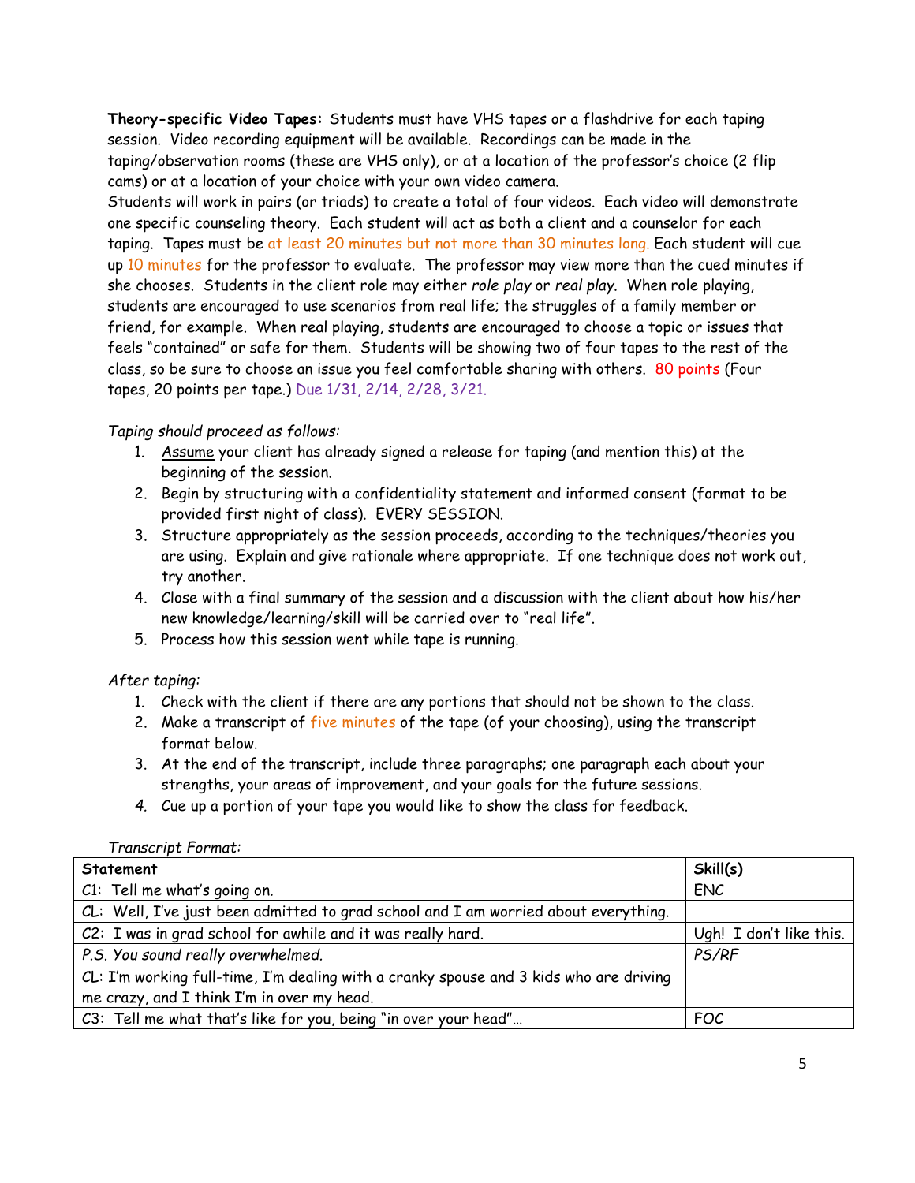**Theory-specific Video Tapes:** Students must have VHS tapes or a flashdrive for each taping session. Video recording equipment will be available. Recordings can be made in the taping/observation rooms (these are VHS only), or at a location of the professor's choice (2 flip cams) or at a location of your choice with your own video camera.

Students will work in pairs (or triads) to create a total of four videos. Each video will demonstrate one specific counseling theory. Each student will act as both a client and a counselor for each taping. Tapes must be at least 20 minutes but not more than 30 minutes long. Each student will cue up 10 minutes for the professor to evaluate. The professor may view more than the cued minutes if she chooses. Students in the client role may either *role play* or *real play*. When role playing, students are encouraged to use scenarios from real life; the struggles of a family member or friend, for example. When real playing, students are encouraged to choose a topic or issues that feels "contained" or safe for them. Students will be showing two of four tapes to the rest of the class, so be sure to choose an issue you feel comfortable sharing with others. 80 points (Four tapes, 20 points per tape.) Due 1/31, 2/14, 2/28, 3/21.

*Taping should proceed as follows:*

1. Assume your client has already signed a release for taping (and mention this) at the beginning of the session.
2. Begin by structuring with a confidentiality statement and informed consent (format to be provided first night of class). EVERY SESSION.
3. Structure appropriately as the session proceeds, according to the techniques/theories you are using. Explain and give rationale where appropriate. If one technique does not work out, try another.
4. Close with a final summary of the session and a discussion with the client about how his/her new knowledge/learning/skill will be carried over to "real life".
5. Process how this session went while tape is running.

*After taping:*

1. Check with the client if there are any portions that should not be shown to the class.
2. Make a transcript of five minutes of the tape (of your choosing), using the transcript format below.
3. At the end of the transcript, include three paragraphs; one paragraph each about your strengths, your areas of improvement, and your goals for the future sessions.
4. Cue up a portion of your tape you would like to show the class for feedback.

*Transcript Format:*

| Statement | Skill(s) |
|---|---|
| C1: Tell me what's going on. | ENC |
| CL: Well, I've just been admitted to grad school and I am worried about everything. | |
| C2: I was in grad school for awhile and it was really hard. | Ugh! I don't like this. |
| *P.S. You sound really overwhelmed.* | *PS/RF* |
| CL: I'm working full-time, I'm dealing with a cranky spouse and 3 kids who are driving me crazy, and I think I'm in over my head. | |
| C3: Tell me what that's like for you, being "in over your head"… | FOC |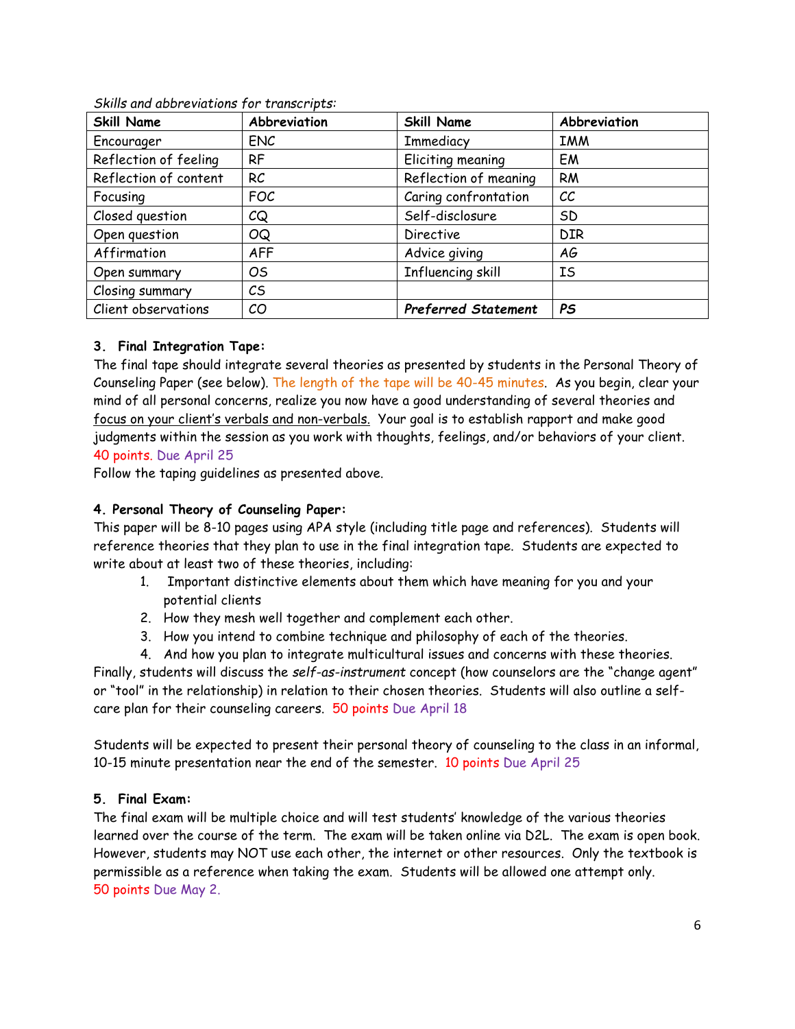*Skills and abbreviations for transcripts:*

| Skill Name | Abbreviation | Skill Name | Abbreviation |
|---|---|---|---|
| Encourager | ENC | Immediacy | IMM |
| Reflection of feeling | RF | Eliciting meaning | EM |
| Reflection of content | RC | Reflection of meaning | RM |
| Focusing | FOC | Caring confrontation | CC |
| Closed question | CQ | Self-disclosure | SD |
| Open question | OQ | Directive | DIR |
| Affirmation | AFF | Advice giving | AG |
| Open summary | OS | Influencing skill | IS |
| Closing summary | CS | | |
| Client observations | CO | ***Preferred Statement*** | ***PS*** |

**3. Final Integration Tape:**

The final tape should integrate several theories as presented by students in the Personal Theory of Counseling Paper (see below). The length of the tape will be 40-45 minutes. As you begin, clear your mind of all personal concerns, realize you now have a good understanding of several theories and focus on your client's verbals and non-verbals. Your goal is to establish rapport and make good judgments within the session as you work with thoughts, feelings, and/or behaviors of your client. 40 points. Due April 25

Follow the taping guidelines as presented above.

**4. Personal Theory of Counseling Paper:**

This paper will be 8-10 pages using APA style (including title page and references). Students will reference theories that they plan to use in the final integration tape. Students are expected to write about at least two of these theories, including:

1. Important distinctive elements about them which have meaning for you and your potential clients
2. How they mesh well together and complement each other.
3. How you intend to combine technique and philosophy of each of the theories.
4. And how you plan to integrate multicultural issues and concerns with these theories.

Finally, students will discuss the *self-as-instrument* concept (how counselors are the "change agent" or "tool" in the relationship) in relation to their chosen theories. Students will also outline a self-care plan for their counseling careers. 50 points Due April 18

Students will be expected to present their personal theory of counseling to the class in an informal, 10-15 minute presentation near the end of the semester. 10 points Due April 25

**5. Final Exam:**

The final exam will be multiple choice and will test students' knowledge of the various theories learned over the course of the term. The exam will be taken online via D2L. The exam is open book. However, students may NOT use each other, the internet or other resources. Only the textbook is permissible as a reference when taking the exam. Students will be allowed one attempt only. 50 points Due May 2.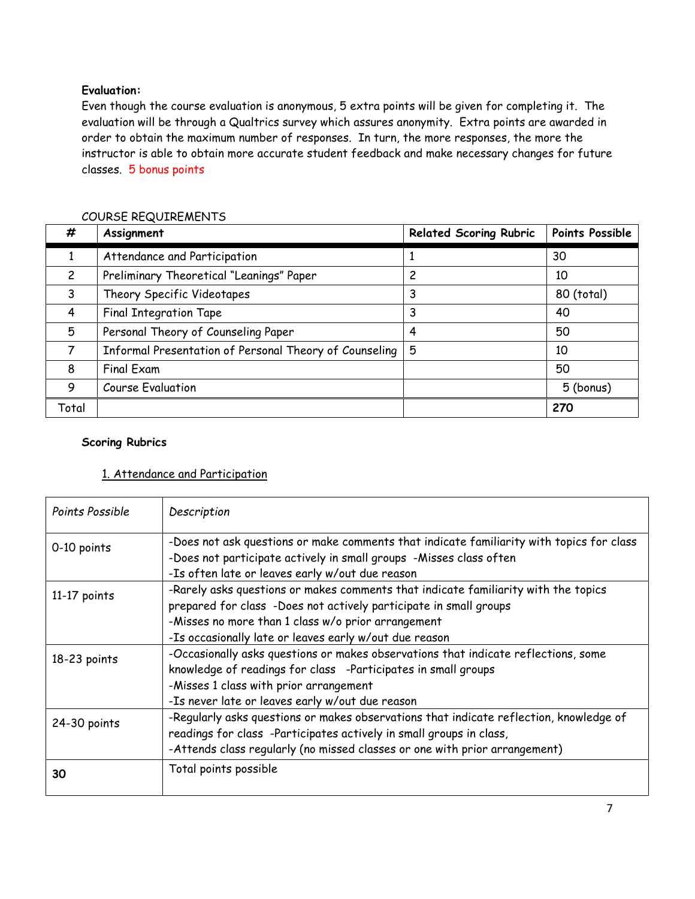**Evaluation:**

Even though the course evaluation is anonymous, 5 extra points will be given for completing it. The evaluation will be through a Qualtrics survey which assures anonymity. Extra points are awarded in order to obtain the maximum number of responses. In turn, the more responses, the more the instructor is able to obtain more accurate student feedback and make necessary changes for future classes. 5 bonus points

COURSE REQUIREMENTS

| # | Assignment | Related Scoring Rubric | Points Possible |
|---|---|---|---|
| 1 | Attendance and Participation | 1 | 30 |
| 2 | Preliminary Theoretical "Leanings" Paper | 2 | 10 |
| 3 | Theory Specific Videotapes | 3 | 80 (total) |
| 4 | Final Integration Tape | 3 | 40 |
| 5 | Personal Theory of Counseling Paper | 4 | 50 |
| 7 | Informal Presentation of Personal Theory of Counseling | 5 | 10 |
| 8 | Final Exam | | 50 |
| 9 | Course Evaluation | | 5 (bonus) |
| Total | | | **270** |

**Scoring Rubrics**

1. Attendance and Participation

| *Points Possible* | *Description* |
|---|---|
| 0-10 points | -Does not ask questions or make comments that indicate familiarity with topics for class -Does not participate actively in small groups -Misses class often -Is often late or leaves early w/out due reason |
| 11-17 points | -Rarely asks questions or makes comments that indicate familiarity with the topics prepared for class -Does not actively participate in small groups -Misses no more than 1 class w/o prior arrangement -Is occasionally late or leaves early w/out due reason |
| 18-23 points | -Occasionally asks questions or makes observations that indicate reflections, some knowledge of readings for class -Participates in small groups -Misses 1 class with prior arrangement -Is never late or leaves early w/out due reason |
| 24-30 points | -Regularly asks questions or makes observations that indicate reflection, knowledge of readings for class -Participates actively in small groups in class, -Attends class regularly (no missed classes or one with prior arrangement) |
| **30** | Total points possible |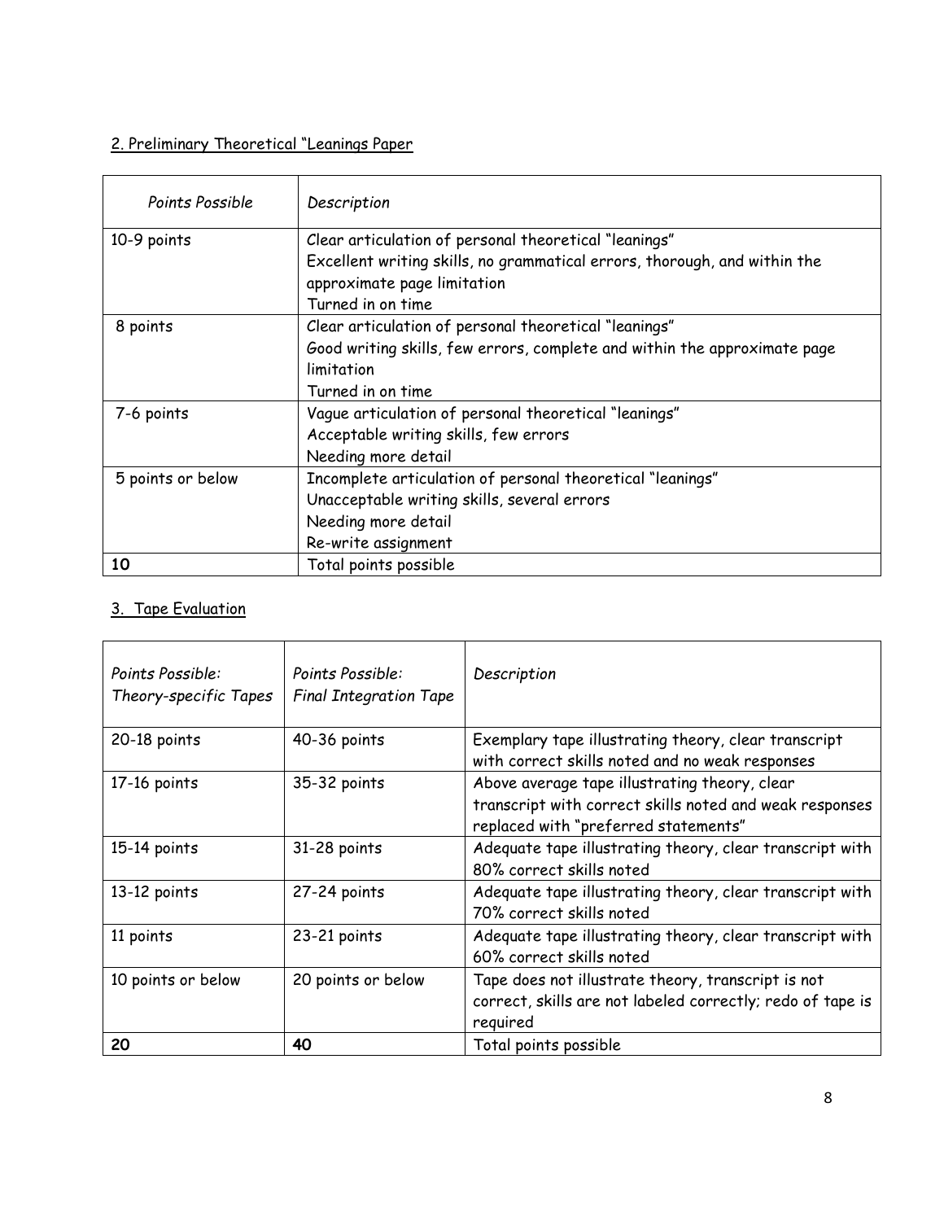## 2. Preliminary Theoretical "Leanings Paper

| *Points Possible* | *Description* |
|---|---|
| 10-9 points | Clear articulation of personal theoretical "leanings"<br>Excellent writing skills, no grammatical errors, thorough, and within the approximate page limitation<br>Turned in on time |
| 8 points | Clear articulation of personal theoretical "leanings"<br>Good writing skills, few errors, complete and within the approximate page limitation<br>Turned in on time |
| 7-6 points | Vague articulation of personal theoretical "leanings"<br>Acceptable writing skills, few errors<br>Needing more detail |
| 5 points or below | Incomplete articulation of personal theoretical "leanings"<br>Unacceptable writing skills, several errors<br>Needing more detail<br>Re-write assignment |
| **10** | Total points possible |

## 3. Tape Evaluation

| *Points Possible: Theory-specific Tapes* | *Points Possible: Final Integration Tape* | *Description* |
|---|---|---|
| 20-18 points | 40-36 points | Exemplary tape illustrating theory, clear transcript with correct skills noted and no weak responses |
| 17-16 points | 35-32 points | Above average tape illustrating theory, clear transcript with correct skills noted and weak responses replaced with "preferred statements" |
| 15-14 points | 31-28 points | Adequate tape illustrating theory, clear transcript with 80% correct skills noted |
| 13-12 points | 27-24 points | Adequate tape illustrating theory, clear transcript with 70% correct skills noted |
| 11 points | 23-21 points | Adequate tape illustrating theory, clear transcript with 60% correct skills noted |
| 10 points or below | 20 points or below | Tape does not illustrate theory, transcript is not correct, skills are not labeled correctly; redo of tape is required |
| **20** | **40** | Total points possible |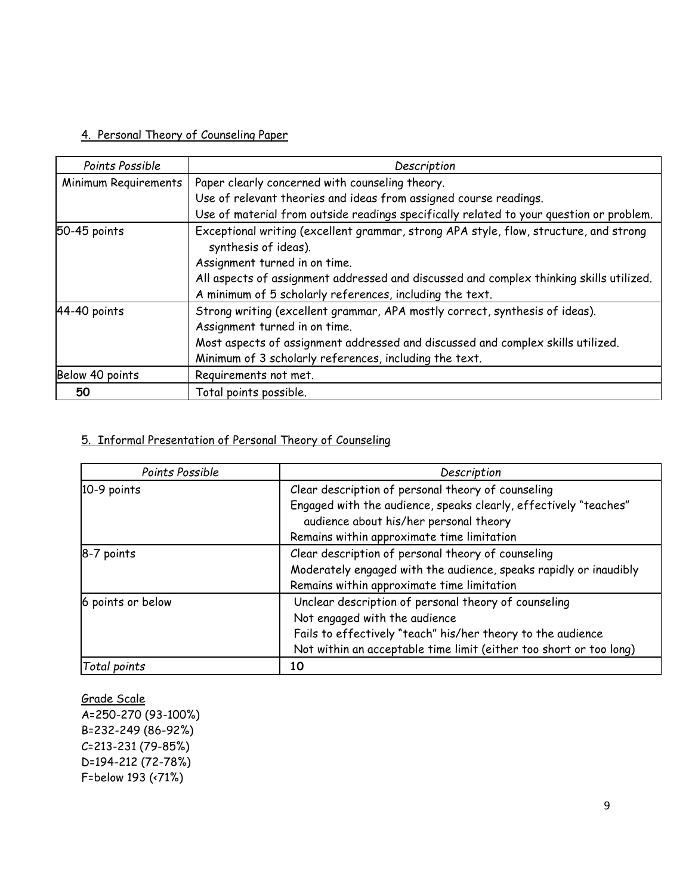4. Personal Theory of Counseling Paper

| *Points Possible* | *Description* |
| --- | --- |
| Minimum Requirements | Paper clearly concerned with counseling theory.<br>Use of relevant theories and ideas from assigned course readings.<br>Use of material from outside readings specifically related to your question or problem. |
| 50-45 points | Exceptional writing (excellent grammar, strong APA style, flow, structure, and strong synthesis of ideas).<br>Assignment turned in on time.<br>All aspects of assignment addressed and discussed and complex thinking skills utilized.<br>A minimum of 5 scholarly references, including the text. |
| 44-40 points | Strong writing (excellent grammar, APA mostly correct, synthesis of ideas).<br>Assignment turned in on time.<br>Most aspects of assignment addressed and discussed and complex skills utilized.<br>Minimum of 3 scholarly references, including the text. |
| Below 40 points | Requirements not met. |
| **50** | Total points possible. |

5. Informal Presentation of Personal Theory of Counseling

| *Points Possible* | *Description* |
| --- | --- |
| 10-9 points | Clear description of personal theory of counseling<br>Engaged with the audience, speaks clearly, effectively "teaches" audience about his/her personal theory<br>Remains within approximate time limitation |
| 8-7 points | Clear description of personal theory of counseling<br>Moderately engaged with the audience, speaks rapidly or inaudibly<br>Remains within approximate time limitation |
| 6 points or below | Unclear description of personal theory of counseling<br>Not engaged with the audience<br>Fails to effectively "teach" his/her theory to the audience<br>Not within an acceptable time limit (either too short or too long) |
| *Total points* | **10** |

Grade Scale

A=250-270 (93-100%)
B=232-249 (86-92%)
C=213-231 (79-85%)
D=194-212 (72-78%)
F=below 193 (<71%)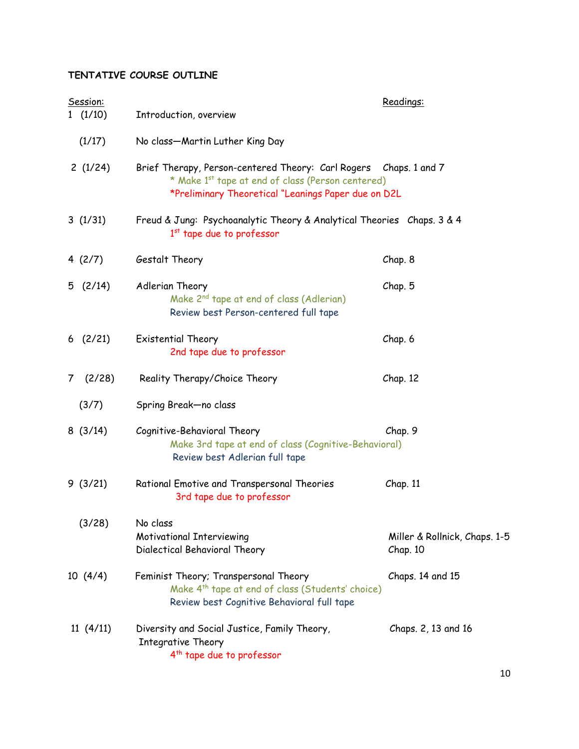**TENTATIVE COURSE OUTLINE**

| Session: | | Readings: |
|---|---|---|
| 1 (1/10) | Introduction, overview | |
| (1/17) | No class—Martin Luther King Day | |
| 2 (1/24) | Brief Therapy, Person-centered Theory: Carl Rogers<br>* Make 1st tape at end of class (Person centered)<br>*Preliminary Theoretical "Leanings Paper due on D2L | Chaps. 1 and 7 |
| 3 (1/31) | Freud & Jung: Psychoanalytic Theory & Analytical Theories<br>1st tape due to professor | Chaps. 3 & 4 |
| 4 (2/7) | Gestalt Theory | Chap. 8 |
| 5 (2/14) | Adlerian Theory<br>Make 2nd tape at end of class (Adlerian)<br>Review best Person-centered full tape | Chap. 5 |
| 6 (2/21) | Existential Theory<br>2nd tape due to professor | Chap. 6 |
| 7 (2/28) | Reality Therapy/Choice Theory | Chap. 12 |
| (3/7) | Spring Break—no class | |
| 8 (3/14) | Cognitive-Behavioral Theory<br>Make 3rd tape at end of class (Cognitive-Behavioral)<br>Review best Adlerian full tape | Chap. 9 |
| 9 (3/21) | Rational Emotive and Transpersonal Theories<br>3rd tape due to professor | Chap. 11 |
| (3/28) | No class<br>Motivational Interviewing<br>Dialectical Behavioral Theory | <br>Miller & Rollnick, Chaps. 1-5<br>Chap. 10 |
| 10 (4/4) | Feminist Theory; Transpersonal Theory<br>Make 4th tape at end of class (Students' choice)<br>Review best Cognitive Behavioral full tape | Chaps. 14 and 15 |
| 11 (4/11) | Diversity and Social Justice, Family Theory, Integrative Theory<br>4th tape due to professor | Chaps. 2, 13 and 16 |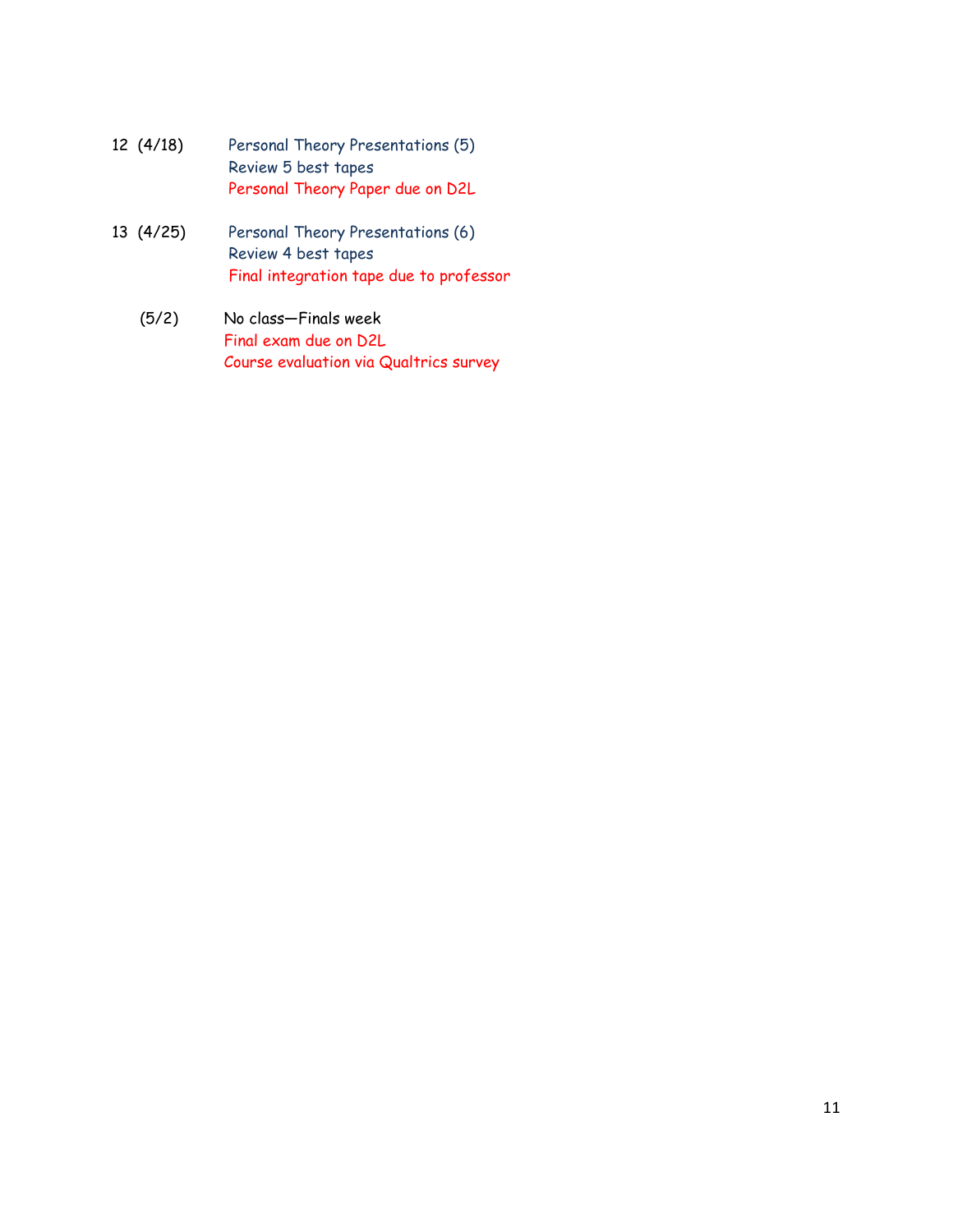| | | |
|---|---|---|
| 12 | (4/18) | Personal Theory Presentations (5)<br>Review 5 best tapes<br>Personal Theory Paper due on D2L |
| 13 | (4/25) | Personal Theory Presentations (6)<br>Review 4 best tapes<br>Final integration tape due to professor |
| | (5/2) | No class—Finals week<br>Final exam due on D2L<br>Course evaluation via Qualtrics survey |